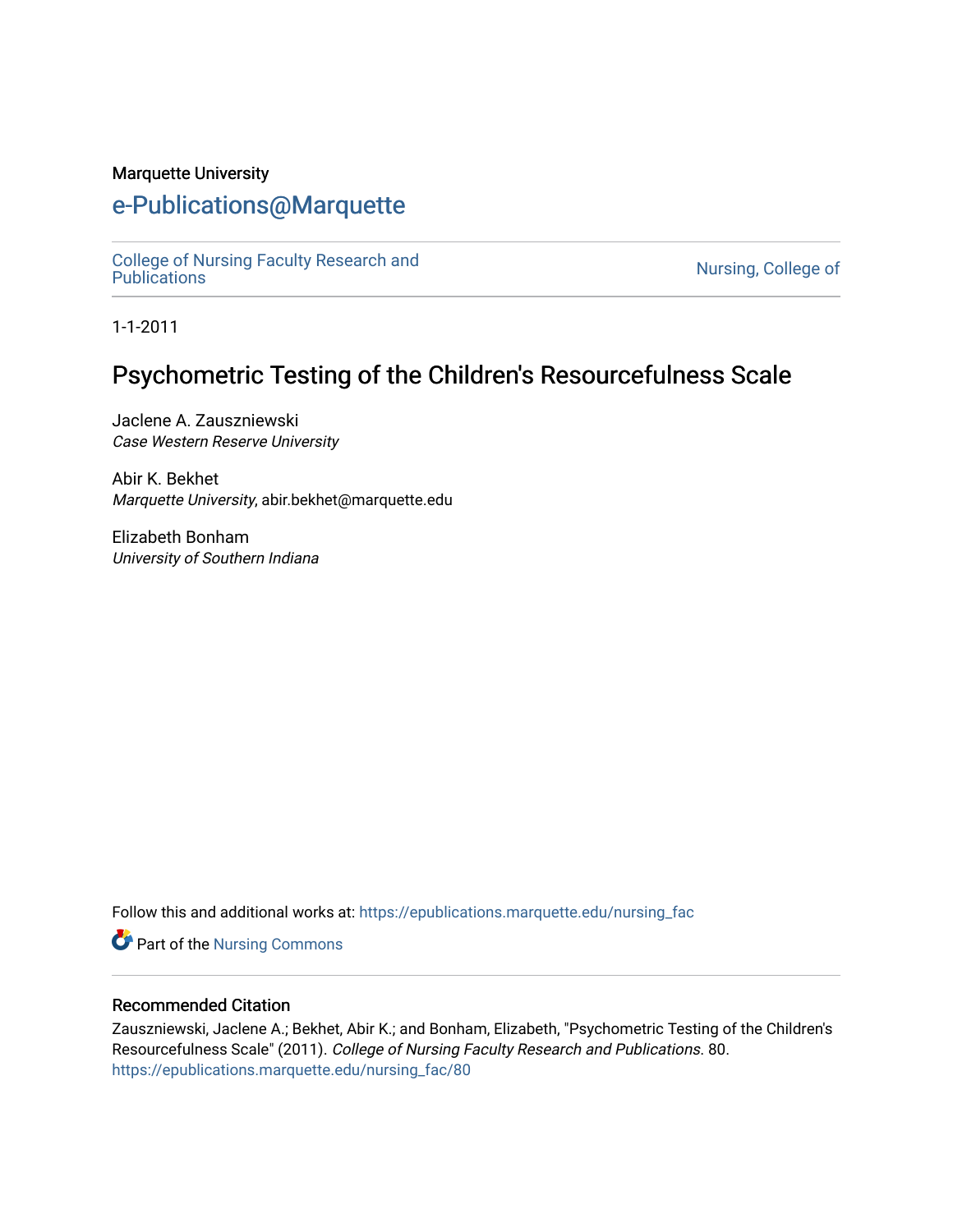Marquette University

# e-Publications@Marquette

College of Nursing Faculty Research and Publications | Nursing, College of

1-1-2011

## Psychometric Testing of the Children's Resourcefulness Scale

Jaclene A. Zauszniewski
*Case Western Reserve University*

Abir K. Bekhet
*Marquette University*, abir.bekhet@marquette.edu

Elizabeth Bonham
*University of Southern Indiana*

Follow this and additional works at: https://epublications.marquette.edu/nursing_fac

Part of the Nursing Commons

### Recommended Citation

Zauszniewski, Jaclene A.; Bekhet, Abir K.; and Bonham, Elizabeth, "Psychometric Testing of the Children's Resourcefulness Scale" (2011). *College of Nursing Faculty Research and Publications*. 80.
https://epublications.marquette.edu/nursing_fac/80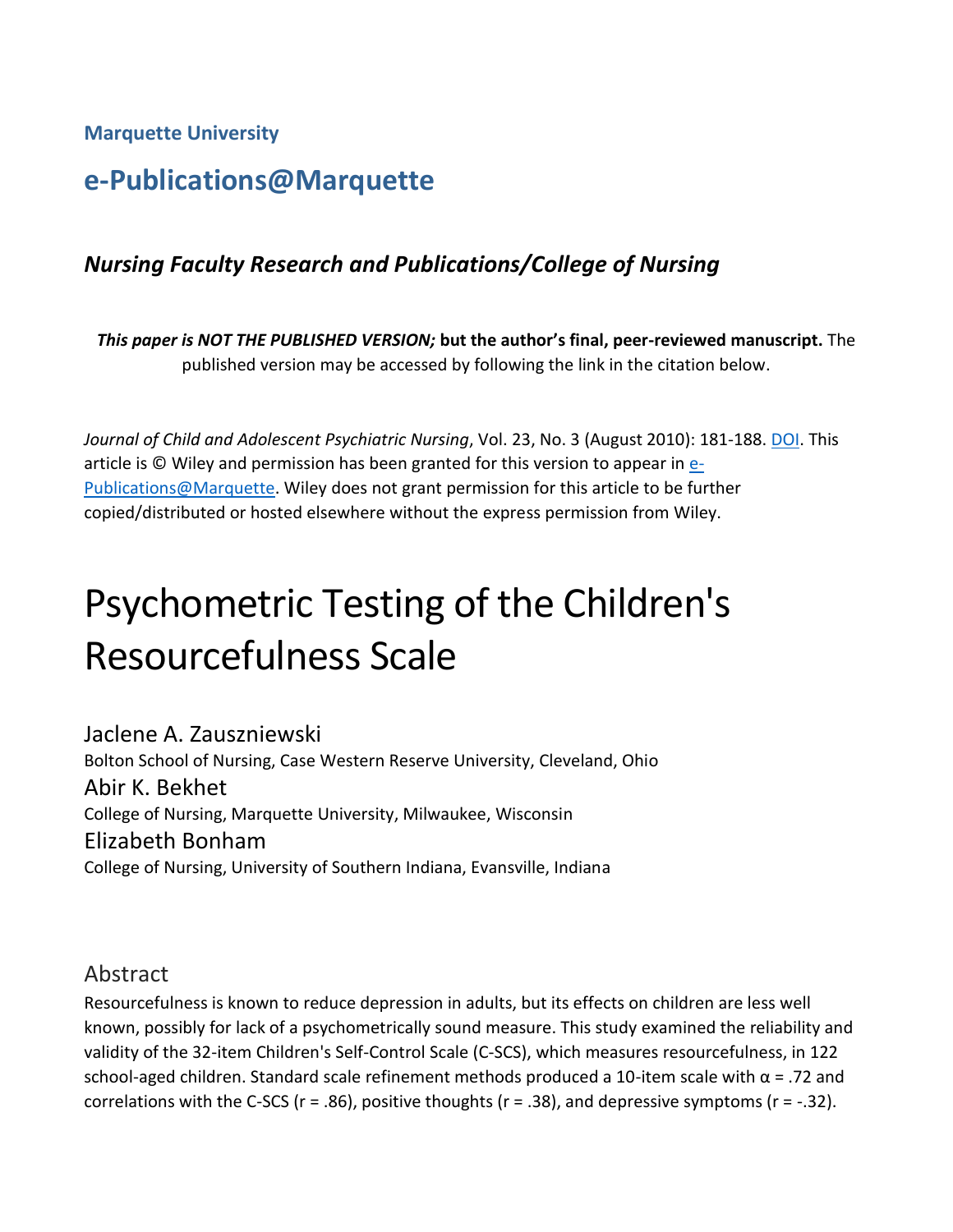Marquette University

## e-Publications@Marquette

### *Nursing Faculty Research and Publications/College of Nursing*

***This paper is NOT THE PUBLISHED VERSION;* but the author's final, peer-reviewed manuscript.** The published version may be accessed by following the link in the citation below.

*Journal of Child and Adolescent Psychiatric Nursing*, Vol. 23, No. 3 (August 2010): 181-188. DOI. This article is © Wiley and permission has been granted for this version to appear in e-Publications@Marquette. Wiley does not grant permission for this article to be further copied/distributed or hosted elsewhere without the express permission from Wiley.

# Psychometric Testing of the Children's Resourcefulness Scale

Jaclene A. Zauszniewski
Bolton School of Nursing, Case Western Reserve University, Cleveland, Ohio

Abir K. Bekhet
College of Nursing, Marquette University, Milwaukee, Wisconsin

Elizabeth Bonham
College of Nursing, University of Southern Indiana, Evansville, Indiana

## Abstract

Resourcefulness is known to reduce depression in adults, but its effects on children are less well known, possibly for lack of a psychometrically sound measure. This study examined the reliability and validity of the 32-item Children's Self-Control Scale (C-SCS), which measures resourcefulness, in 122 school-aged children. Standard scale refinement methods produced a 10-item scale with $\alpha = .72$ and correlations with the C-SCS ($r = .86$), positive thoughts ($r = .38$), and depressive symptoms ($r = -.32$).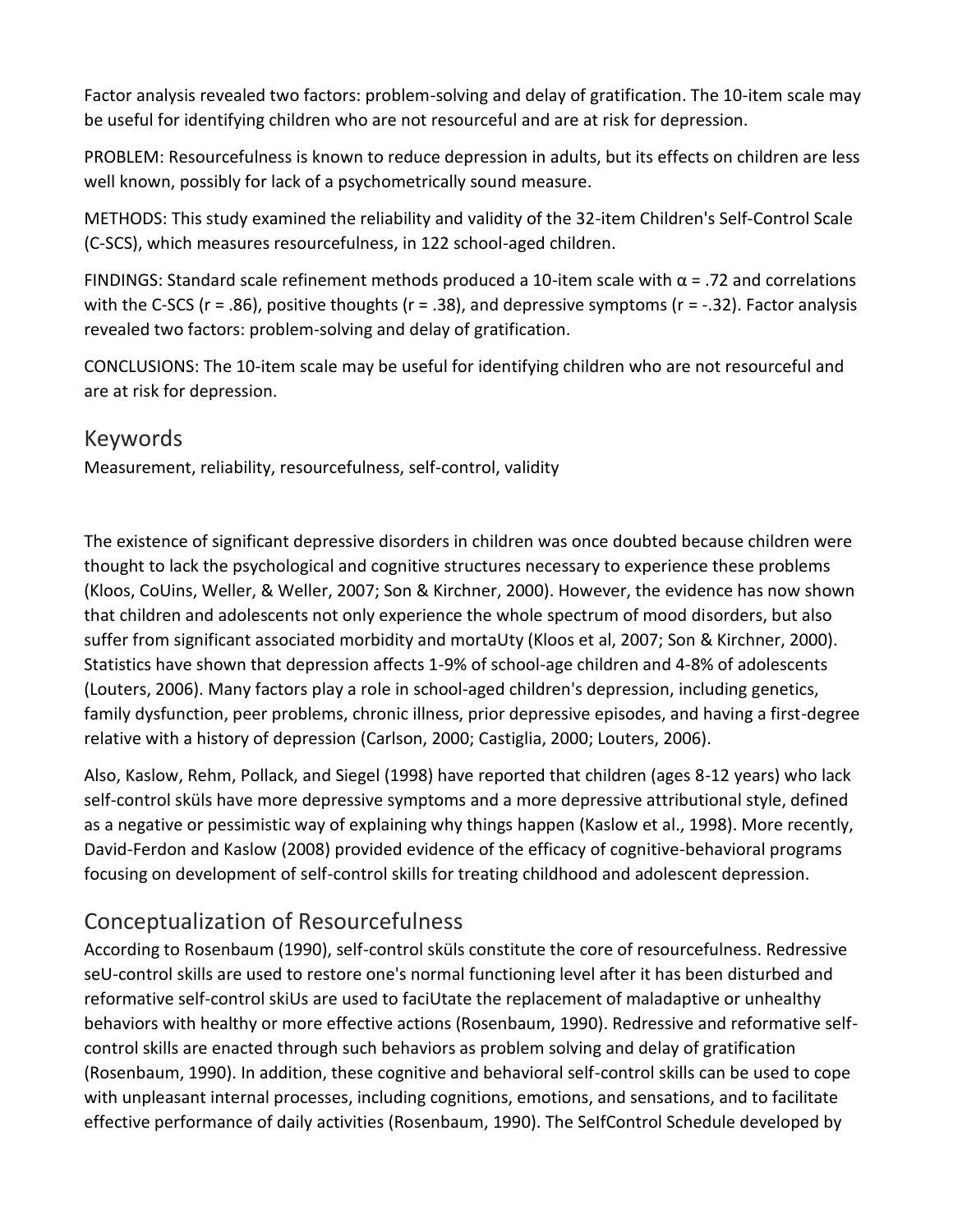Factor analysis revealed two factors: problem-solving and delay of gratification. The 10-item scale may be useful for identifying children who are not resourceful and are at risk for depression.

PROBLEM: Resourcefulness is known to reduce depression in adults, but its effects on children are less well known, possibly for lack of a psychometrically sound measure.

METHODS: This study examined the reliability and validity of the 32-item Children's Self-Control Scale (C-SCS), which measures resourcefulness, in 122 school-aged children.

FINDINGS: Standard scale refinement methods produced a 10-item scale with $\alpha = .72$ and correlations with the C-SCS ($r = .86$), positive thoughts ($r = .38$), and depressive symptoms ($r = -.32$). Factor analysis revealed two factors: problem-solving and delay of gratification.

CONCLUSIONS: The 10-item scale may be useful for identifying children who are not resourceful and are at risk for depression.

## Keywords

Measurement, reliability, resourcefulness, self-control, validity

The existence of significant depressive disorders in children was once doubted because children were thought to lack the psychological and cognitive structures necessary to experience these problems (Kloos, CoUins, Weller, & Weller, 2007; Son & Kirchner, 2000). However, the evidence has now shown that children and adolescents not only experience the whole spectrum of mood disorders, but also suffer from significant associated morbidity and mortaUty (Kloos et al, 2007; Son & Kirchner, 2000). Statistics have shown that depression affects 1-9% of school-age children and 4-8% of adolescents (Louters, 2006). Many factors play a role in school-aged children's depression, including genetics, family dysfunction, peer problems, chronic illness, prior depressive episodes, and having a first-degree relative with a history of depression (Carlson, 2000; Castiglia, 2000; Louters, 2006).

Also, Kaslow, Rehm, Pollack, and Siegel (1998) have reported that children (ages 8-12 years) who lack self-control sküls have more depressive symptoms and a more depressive attributional style, defined as a negative or pessimistic way of explaining why things happen (Kaslow et al., 1998). More recently, David-Ferdon and Kaslow (2008) provided evidence of the efficacy of cognitive-behavioral programs focusing on development of self-control skills for treating childhood and adolescent depression.

## Conceptualization of Resourcefulness

According to Rosenbaum (1990), self-control sküls constitute the core of resourcefulness. Redressive seU-control skills are used to restore one's normal functioning level after it has been disturbed and reformative self-control skiUs are used to faciUtate the replacement of maladaptive or unhealthy behaviors with healthy or more effective actions (Rosenbaum, 1990). Redressive and reformative self-control skills are enacted through such behaviors as problem solving and delay of gratification (Rosenbaum, 1990). In addition, these cognitive and behavioral self-control skills can be used to cope with unpleasant internal processes, including cognitions, emotions, and sensations, and to facilitate effective performance of daily activities (Rosenbaum, 1990). The SelfControl Schedule developed by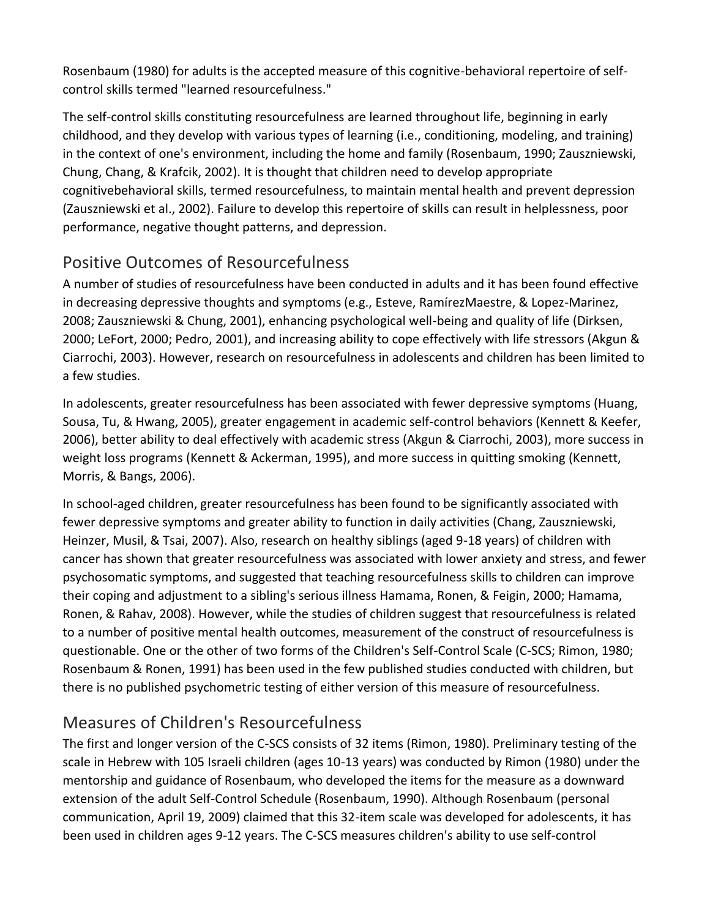Rosenbaum (1980) for adults is the accepted measure of this cognitive-behavioral repertoire of self-control skills termed "learned resourcefulness."

The self-control skills constituting resourcefulness are learned throughout life, beginning in early childhood, and they develop with various types of learning (i.e., conditioning, modeling, and training) in the context of one's environment, including the home and family (Rosenbaum, 1990; Zauszniewski, Chung, Chang, & Krafcik, 2002). It is thought that children need to develop appropriate cognitivebehavioral skills, termed resourcefulness, to maintain mental health and prevent depression (Zauszniewski et al., 2002). Failure to develop this repertoire of skills can result in helplessness, poor performance, negative thought patterns, and depression.

## Positive Outcomes of Resourcefulness

A number of studies of resourcefulness have been conducted in adults and it has been found effective in decreasing depressive thoughts and symptoms (e.g., Esteve, RamírezMaestre, & Lopez-Marinez, 2008; Zauszniewski & Chung, 2001), enhancing psychological well-being and quality of life (Dirksen, 2000; LeFort, 2000; Pedro, 2001), and increasing ability to cope effectively with life stressors (Akgun & Ciarrochi, 2003). However, research on resourcefulness in adolescents and children has been limited to a few studies.

In adolescents, greater resourcefulness has been associated with fewer depressive symptoms (Huang, Sousa, Tu, & Hwang, 2005), greater engagement in academic self-control behaviors (Kennett & Keefer, 2006), better ability to deal effectively with academic stress (Akgun & Ciarrochi, 2003), more success in weight loss programs (Kennett & Ackerman, 1995), and more success in quitting smoking (Kennett, Morris, & Bangs, 2006).

In school-aged children, greater resourcefulness has been found to be significantly associated with fewer depressive symptoms and greater ability to function in daily activities (Chang, Zauszniewski, Heinzer, Musil, & Tsai, 2007). Also, research on healthy siblings (aged 9-18 years) of children with cancer has shown that greater resourcefulness was associated with lower anxiety and stress, and fewer psychosomatic symptoms, and suggested that teaching resourcefulness skills to children can improve their coping and adjustment to a sibling's serious illness Hamama, Ronen, & Feigin, 2000; Hamama, Ronen, & Rahav, 2008). However, while the studies of children suggest that resourcefulness is related to a number of positive mental health outcomes, measurement of the construct of resourcefulness is questionable. One or the other of two forms of the Children's Self-Control Scale (C-SCS; Rimon, 1980; Rosenbaum & Ronen, 1991) has been used in the few published studies conducted with children, but there is no published psychometric testing of either version of this measure of resourcefulness.

## Measures of Children's Resourcefulness

The first and longer version of the C-SCS consists of 32 items (Rimon, 1980). Preliminary testing of the scale in Hebrew with 105 Israeli children (ages 10-13 years) was conducted by Rimon (1980) under the mentorship and guidance of Rosenbaum, who developed the items for the measure as a downward extension of the adult Self-Control Schedule (Rosenbaum, 1990). Although Rosenbaum (personal communication, April 19, 2009) claimed that this 32-item scale was developed for adolescents, it has been used in children ages 9-12 years. The C-SCS measures children's ability to use self-control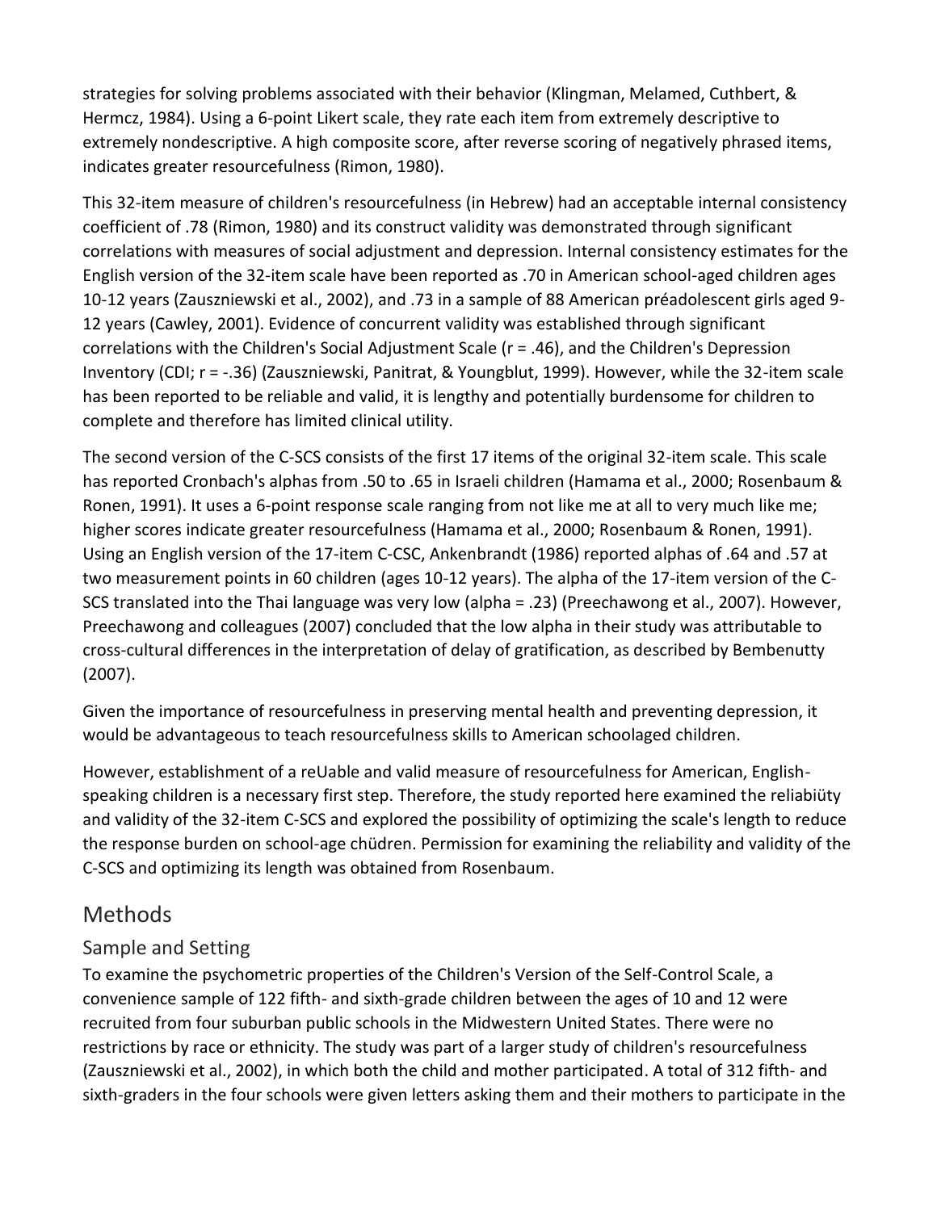strategies for solving problems associated with their behavior (Klingman, Melamed, Cuthbert, & Hermcz, 1984). Using a 6-point Likert scale, they rate each item from extremely descriptive to extremely nondescriptive. A high composite score, after reverse scoring of negatively phrased items, indicates greater resourcefulness (Rimon, 1980).

This 32-item measure of children's resourcefulness (in Hebrew) had an acceptable internal consistency coefficient of .78 (Rimon, 1980) and its construct validity was demonstrated through significant correlations with measures of social adjustment and depression. Internal consistency estimates for the English version of the 32-item scale have been reported as .70 in American school-aged children ages 10-12 years (Zauszniewski et al., 2002), and .73 in a sample of 88 American préadolescent girls aged 9-12 years (Cawley, 2001). Evidence of concurrent validity was established through significant correlations with the Children's Social Adjustment Scale ($r = .46$), and the Children's Depression Inventory (CDI; $r = -.36$) (Zauszniewski, Panitrat, & Youngblut, 1999). However, while the 32-item scale has been reported to be reliable and valid, it is lengthy and potentially burdensome for children to complete and therefore has limited clinical utility.

The second version of the C-SCS consists of the first 17 items of the original 32-item scale. This scale has reported Cronbach's alphas from .50 to .65 in Israeli children (Hamama et al., 2000; Rosenbaum & Ronen, 1991). It uses a 6-point response scale ranging from not like me at all to very much like me; higher scores indicate greater resourcefulness (Hamama et al., 2000; Rosenbaum & Ronen, 1991). Using an English version of the 17-item C-CSC, Ankenbrandt (1986) reported alphas of .64 and .57 at two measurement points in 60 children (ages 10-12 years). The alpha of the 17-item version of the C-SCS translated into the Thai language was very low (alpha = .23) (Preechawong et al., 2007). However, Preechawong and colleagues (2007) concluded that the low alpha in their study was attributable to cross-cultural differences in the interpretation of delay of gratification, as described by Bembenutty (2007).

Given the importance of resourcefulness in preserving mental health and preventing depression, it would be advantageous to teach resourcefulness skills to American schoolaged children.

However, establishment of a reUable and valid measure of resourcefulness for American, English-speaking children is a necessary first step. Therefore, the study reported here examined the reliabiüty and validity of the 32-item C-SCS and explored the possibility of optimizing the scale's length to reduce the response burden on school-age chüdren. Permission for examining the reliability and validity of the C-SCS and optimizing its length was obtained from Rosenbaum.

## Methods

### Sample and Setting

To examine the psychometric properties of the Children's Version of the Self-Control Scale, a convenience sample of 122 fifth- and sixth-grade children between the ages of 10 and 12 were recruited from four suburban public schools in the Midwestern United States. There were no restrictions by race or ethnicity. The study was part of a larger study of children's resourcefulness (Zauszniewski et al., 2002), in which both the child and mother participated. A total of 312 fifth- and sixth-graders in the four schools were given letters asking them and their mothers to participate in the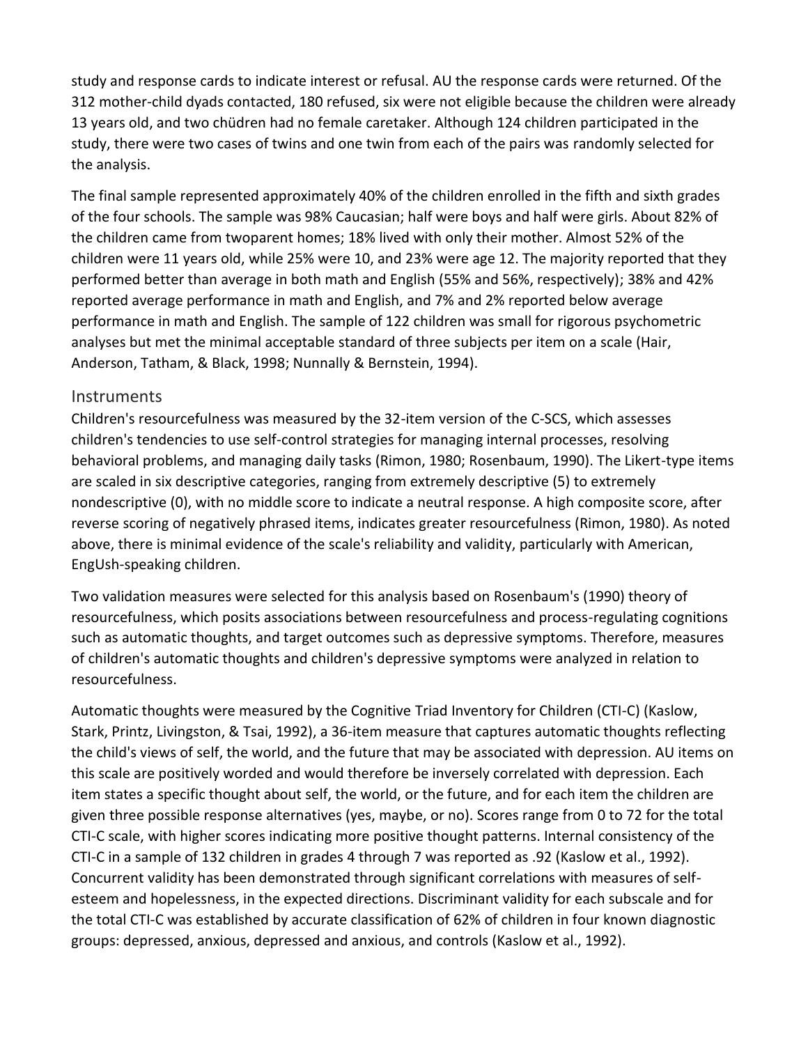study and response cards to indicate interest or refusal. AU the response cards were returned. Of the 312 mother-child dyads contacted, 180 refused, six were not eligible because the children were already 13 years old, and two chüdren had no female caretaker. Although 124 children participated in the study, there were two cases of twins and one twin from each of the pairs was randomly selected for the analysis.

The final sample represented approximately 40% of the children enrolled in the fifth and sixth grades of the four schools. The sample was 98% Caucasian; half were boys and half were girls. About 82% of the children came from twoparent homes; 18% lived with only their mother. Almost 52% of the children were 11 years old, while 25% were 10, and 23% were age 12. The majority reported that they performed better than average in both math and English (55% and 56%, respectively); 38% and 42% reported average performance in math and English, and 7% and 2% reported below average performance in math and English. The sample of 122 children was small for rigorous psychometric analyses but met the minimal acceptable standard of three subjects per item on a scale (Hair, Anderson, Tatham, & Black, 1998; Nunnally & Bernstein, 1994).

## Instruments

Children's resourcefulness was measured by the 32-item version of the C-SCS, which assesses children's tendencies to use self-control strategies for managing internal processes, resolving behavioral problems, and managing daily tasks (Rimon, 1980; Rosenbaum, 1990). The Likert-type items are scaled in six descriptive categories, ranging from extremely descriptive (5) to extremely nondescriptive (0), with no middle score to indicate a neutral response. A high composite score, after reverse scoring of negatively phrased items, indicates greater resourcefulness (Rimon, 1980). As noted above, there is minimal evidence of the scale's reliability and validity, particularly with American, EngUsh-speaking children.

Two validation measures were selected for this analysis based on Rosenbaum's (1990) theory of resourcefulness, which posits associations between resourcefulness and process-regulating cognitions such as automatic thoughts, and target outcomes such as depressive symptoms. Therefore, measures of children's automatic thoughts and children's depressive symptoms were analyzed in relation to resourcefulness.

Automatic thoughts were measured by the Cognitive Triad Inventory for Children (CTI-C) (Kaslow, Stark, Printz, Livingston, & Tsai, 1992), a 36-item measure that captures automatic thoughts reflecting the child's views of self, the world, and the future that may be associated with depression. AU items on this scale are positively worded and would therefore be inversely correlated with depression. Each item states a specific thought about self, the world, or the future, and for each item the children are given three possible response alternatives (yes, maybe, or no). Scores range from 0 to 72 for the total CTI-C scale, with higher scores indicating more positive thought patterns. Internal consistency of the CTI-C in a sample of 132 children in grades 4 through 7 was reported as .92 (Kaslow et al., 1992). Concurrent validity has been demonstrated through significant correlations with measures of self-esteem and hopelessness, in the expected directions. Discriminant validity for each subscale and for the total CTI-C was established by accurate classification of 62% of children in four known diagnostic groups: depressed, anxious, depressed and anxious, and controls (Kaslow et al., 1992).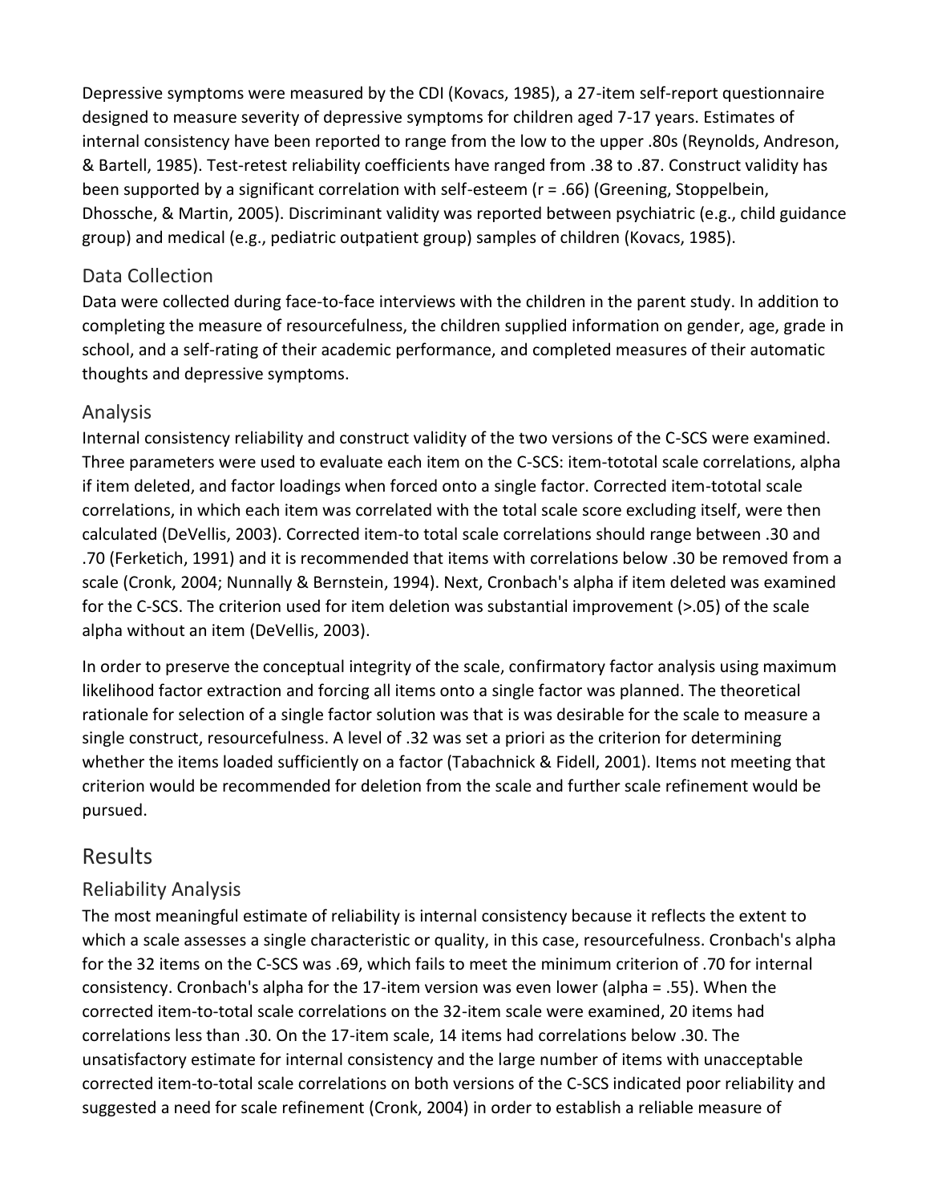Depressive symptoms were measured by the CDI (Kovacs, 1985), a 27-item self-report questionnaire designed to measure severity of depressive symptoms for children aged 7-17 years. Estimates of internal consistency have been reported to range from the low to the upper .80s (Reynolds, Andreson, & Bartell, 1985). Test-retest reliability coefficients have ranged from .38 to .87. Construct validity has been supported by a significant correlation with self-esteem ($r = .66$) (Greening, Stoppelbein, Dhossche, & Martin, 2005). Discriminant validity was reported between psychiatric (e.g., child guidance group) and medical (e.g., pediatric outpatient group) samples of children (Kovacs, 1985).

### Data Collection

Data were collected during face-to-face interviews with the children in the parent study. In addition to completing the measure of resourcefulness, the children supplied information on gender, age, grade in school, and a self-rating of their academic performance, and completed measures of their automatic thoughts and depressive symptoms.

### Analysis

Internal consistency reliability and construct validity of the two versions of the C-SCS were examined. Three parameters were used to evaluate each item on the C-SCS: item-tototal scale correlations, alpha if item deleted, and factor loadings when forced onto a single factor. Corrected item-tototal scale correlations, in which each item was correlated with the total scale score excluding itself, were then calculated (DeVellis, 2003). Corrected item-to total scale correlations should range between .30 and .70 (Ferketich, 1991) and it is recommended that items with correlations below .30 be removed from a scale (Cronk, 2004; Nunnally & Bernstein, 1994). Next, Cronbach's alpha if item deleted was examined for the C-SCS. The criterion used for item deletion was substantial improvement (>.05) of the scale alpha without an item (DeVellis, 2003).

In order to preserve the conceptual integrity of the scale, confirmatory factor analysis using maximum likelihood factor extraction and forcing all items onto a single factor was planned. The theoretical rationale for selection of a single factor solution was that is was desirable for the scale to measure a single construct, resourcefulness. A level of .32 was set a priori as the criterion for determining whether the items loaded sufficiently on a factor (Tabachnick & Fidell, 2001). Items not meeting that criterion would be recommended for deletion from the scale and further scale refinement would be pursued.

## Results

### Reliability Analysis

The most meaningful estimate of reliability is internal consistency because it reflects the extent to which a scale assesses a single characteristic or quality, in this case, resourcefulness. Cronbach's alpha for the 32 items on the C-SCS was .69, which fails to meet the minimum criterion of .70 for internal consistency. Cronbach's alpha for the 17-item version was even lower (alpha = .55). When the corrected item-to-total scale correlations on the 32-item scale were examined, 20 items had correlations less than .30. On the 17-item scale, 14 items had correlations below .30. The unsatisfactory estimate for internal consistency and the large number of items with unacceptable corrected item-to-total scale correlations on both versions of the C-SCS indicated poor reliability and suggested a need for scale refinement (Cronk, 2004) in order to establish a reliable measure of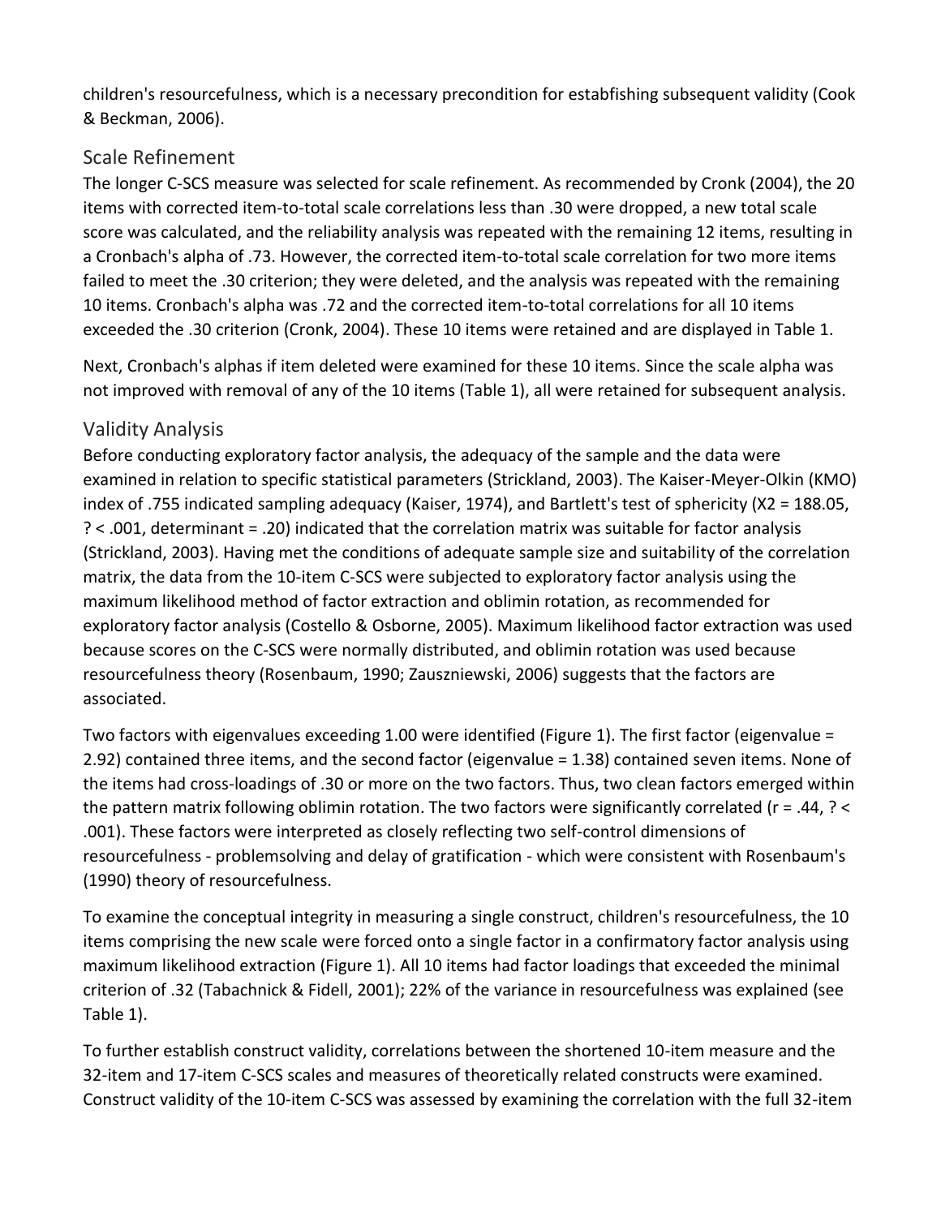children's resourcefulness, which is a necessary precondition for estabfishing subsequent validity (Cook & Beckman, 2006).

## Scale Refinement

The longer C-SCS measure was selected for scale refinement. As recommended by Cronk (2004), the 20 items with corrected item-to-total scale correlations less than .30 were dropped, a new total scale score was calculated, and the reliability analysis was repeated with the remaining 12 items, resulting in a Cronbach's alpha of .73. However, the corrected item-to-total scale correlation for two more items failed to meet the .30 criterion; they were deleted, and the analysis was repeated with the remaining 10 items. Cronbach's alpha was .72 and the corrected item-to-total correlations for all 10 items exceeded the .30 criterion (Cronk, 2004). These 10 items were retained and are displayed in Table 1.

Next, Cronbach's alphas if item deleted were examined for these 10 items. Since the scale alpha was not improved with removal of any of the 10 items (Table 1), all were retained for subsequent analysis.

## Validity Analysis

Before conducting exploratory factor analysis, the adequacy of the sample and the data were examined in relation to specific statistical parameters (Strickland, 2003). The Kaiser-Meyer-Olkin (KMO) index of .755 indicated sampling adequacy (Kaiser, 1974), and Bartlett's test of sphericity ($X2 = 188.05$, ? < .001, determinant = .20) indicated that the correlation matrix was suitable for factor analysis (Strickland, 2003). Having met the conditions of adequate sample size and suitability of the correlation matrix, the data from the 10-item C-SCS were subjected to exploratory factor analysis using the maximum likelihood method of factor extraction and oblimin rotation, as recommended for exploratory factor analysis (Costello & Osborne, 2005). Maximum likelihood factor extraction was used because scores on the C-SCS were normally distributed, and oblimin rotation was used because resourcefulness theory (Rosenbaum, 1990; Zauszniewski, 2006) suggests that the factors are associated.

Two factors with eigenvalues exceeding 1.00 were identified (Figure 1). The first factor (eigenvalue = 2.92) contained three items, and the second factor (eigenvalue = 1.38) contained seven items. None of the items had cross-loadings of .30 or more on the two factors. Thus, two clean factors emerged within the pattern matrix following oblimin rotation. The two factors were significantly correlated ($r = .44$, ? < .001). These factors were interpreted as closely reflecting two self-control dimensions of resourcefulness - problemsolving and delay of gratification - which were consistent with Rosenbaum's (1990) theory of resourcefulness.

To examine the conceptual integrity in measuring a single construct, children's resourcefulness, the 10 items comprising the new scale were forced onto a single factor in a confirmatory factor analysis using maximum likelihood extraction (Figure 1). All 10 items had factor loadings that exceeded the minimal criterion of .32 (Tabachnick & Fidell, 2001); 22% of the variance in resourcefulness was explained (see Table 1).

To further establish construct validity, correlations between the shortened 10-item measure and the 32-item and 17-item C-SCS scales and measures of theoretically related constructs were examined. Construct validity of the 10-item C-SCS was assessed by examining the correlation with the full 32-item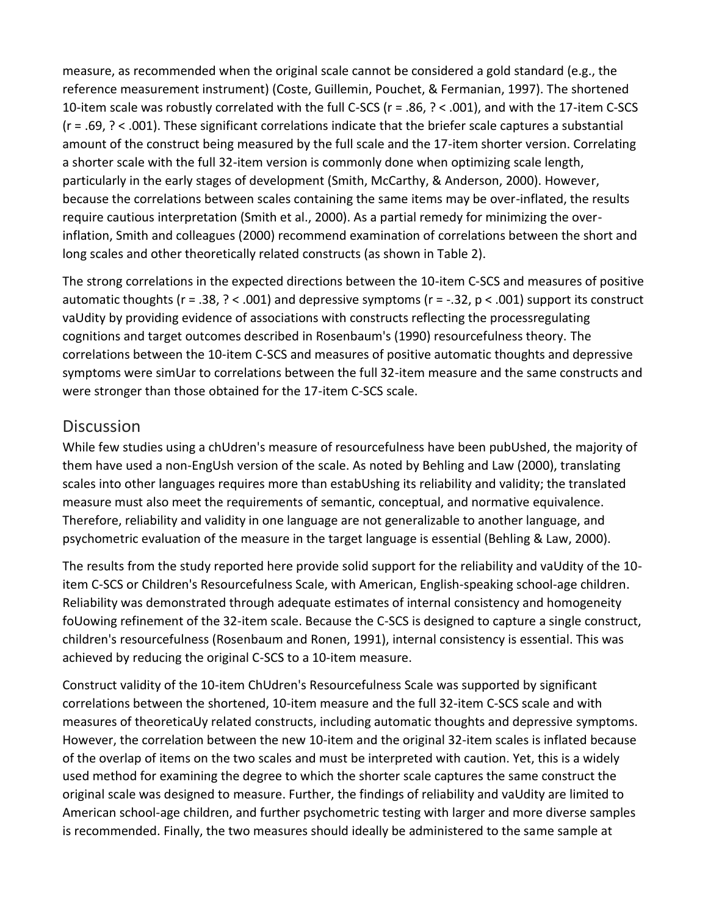measure, as recommended when the original scale cannot be considered a gold standard (e.g., the reference measurement instrument) (Coste, Guillemin, Pouchet, & Fermanian, 1997). The shortened 10-item scale was robustly correlated with the full C-SCS ($r = .86$, ? < .001), and with the 17-item C-SCS ($r = .69$, ? < .001). These significant correlations indicate that the briefer scale captures a substantial amount of the construct being measured by the full scale and the 17-item shorter version. Correlating a shorter scale with the full 32-item version is commonly done when optimizing scale length, particularly in the early stages of development (Smith, McCarthy, & Anderson, 2000). However, because the correlations between scales containing the same items may be over-inflated, the results require cautious interpretation (Smith et al., 2000). As a partial remedy for minimizing the over-inflation, Smith and colleagues (2000) recommend examination of correlations between the short and long scales and other theoretically related constructs (as shown in Table 2).

The strong correlations in the expected directions between the 10-item C-SCS and measures of positive automatic thoughts ($r = .38$, ? < .001) and depressive symptoms ($r = -.32$, $p < .001$) support its construct vaUdity by providing evidence of associations with constructs reflecting the processregulating cognitions and target outcomes described in Rosenbaum's (1990) resourcefulness theory. The correlations between the 10-item C-SCS and measures of positive automatic thoughts and depressive symptoms were simUar to correlations between the full 32-item measure and the same constructs and were stronger than those obtained for the 17-item C-SCS scale.

## Discussion

While few studies using a chUdren's measure of resourcefulness have been pubUshed, the majority of them have used a non-EngUsh version of the scale. As noted by Behling and Law (2000), translating scales into other languages requires more than estabUshing its reliability and validity; the translated measure must also meet the requirements of semantic, conceptual, and normative equivalence. Therefore, reliability and validity in one language are not generalizable to another language, and psychometric evaluation of the measure in the target language is essential (Behling & Law, 2000).

The results from the study reported here provide solid support for the reliability and vaUdity of the 10-item C-SCS or Children's Resourcefulness Scale, with American, English-speaking school-age children. Reliability was demonstrated through adequate estimates of internal consistency and homogeneity foUowing refinement of the 32-item scale. Because the C-SCS is designed to capture a single construct, children's resourcefulness (Rosenbaum and Ronen, 1991), internal consistency is essential. This was achieved by reducing the original C-SCS to a 10-item measure.

Construct validity of the 10-item ChUdren's Resourcefulness Scale was supported by significant correlations between the shortened, 10-item measure and the full 32-item C-SCS scale and with measures of theoreticaUy related constructs, including automatic thoughts and depressive symptoms. However, the correlation between the new 10-item and the original 32-item scales is inflated because of the overlap of items on the two scales and must be interpreted with caution. Yet, this is a widely used method for examining the degree to which the shorter scale captures the same construct the original scale was designed to measure. Further, the findings of reliability and vaUdity are limited to American school-age children, and further psychometric testing with larger and more diverse samples is recommended. Finally, the two measures should ideally be administered to the same sample at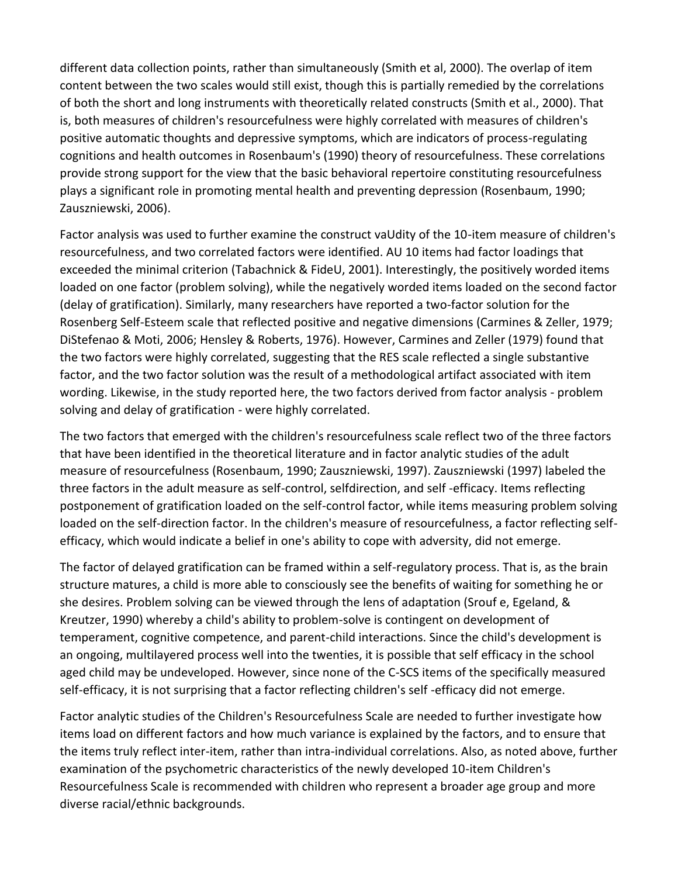different data collection points, rather than simultaneously (Smith et al, 2000). The overlap of item content between the two scales would still exist, though this is partially remedied by the correlations of both the short and long instruments with theoretically related constructs (Smith et al., 2000). That is, both measures of children's resourcefulness were highly correlated with measures of children's positive automatic thoughts and depressive symptoms, which are indicators of process-regulating cognitions and health outcomes in Rosenbaum's (1990) theory of resourcefulness. These correlations provide strong support for the view that the basic behavioral repertoire constituting resourcefulness plays a significant role in promoting mental health and preventing depression (Rosenbaum, 1990; Zauszniewski, 2006).

Factor analysis was used to further examine the construct vaUdity of the 10-item measure of children's resourcefulness, and two correlated factors were identified. AU 10 items had factor loadings that exceeded the minimal criterion (Tabachnick & FideU, 2001). Interestingly, the positively worded items loaded on one factor (problem solving), while the negatively worded items loaded on the second factor (delay of gratification). Similarly, many researchers have reported a two-factor solution for the Rosenberg Self-Esteem scale that reflected positive and negative dimensions (Carmines & Zeller, 1979; DiStefenao & Moti, 2006; Hensley & Roberts, 1976). However, Carmines and Zeller (1979) found that the two factors were highly correlated, suggesting that the RES scale reflected a single substantive factor, and the two factor solution was the result of a methodological artifact associated with item wording. Likewise, in the study reported here, the two factors derived from factor analysis - problem solving and delay of gratification - were highly correlated.

The two factors that emerged with the children's resourcefulness scale reflect two of the three factors that have been identified in the theoretical literature and in factor analytic studies of the adult measure of resourcefulness (Rosenbaum, 1990; Zauszniewski, 1997). Zauszniewski (1997) labeled the three factors in the adult measure as self-control, selfdirection, and self -efficacy. Items reflecting postponement of gratification loaded on the self-control factor, while items measuring problem solving loaded on the self-direction factor. In the children's measure of resourcefulness, a factor reflecting self-efficacy, which would indicate a belief in one's ability to cope with adversity, did not emerge.

The factor of delayed gratification can be framed within a self-regulatory process. That is, as the brain structure matures, a child is more able to consciously see the benefits of waiting for something he or she desires. Problem solving can be viewed through the lens of adaptation (Srouf e, Egeland, & Kreutzer, 1990) whereby a child's ability to problem-solve is contingent on development of temperament, cognitive competence, and parent-child interactions. Since the child's development is an ongoing, multilayered process well into the twenties, it is possible that self efficacy in the school aged child may be undeveloped. However, since none of the C-SCS items of the specifically measured self-efficacy, it is not surprising that a factor reflecting children's self -efficacy did not emerge.

Factor analytic studies of the Children's Resourcefulness Scale are needed to further investigate how items load on different factors and how much variance is explained by the factors, and to ensure that the items truly reflect inter-item, rather than intra-individual correlations. Also, as noted above, further examination of the psychometric characteristics of the newly developed 10-item Children's Resourcefulness Scale is recommended with children who represent a broader age group and more diverse racial/ethnic backgrounds.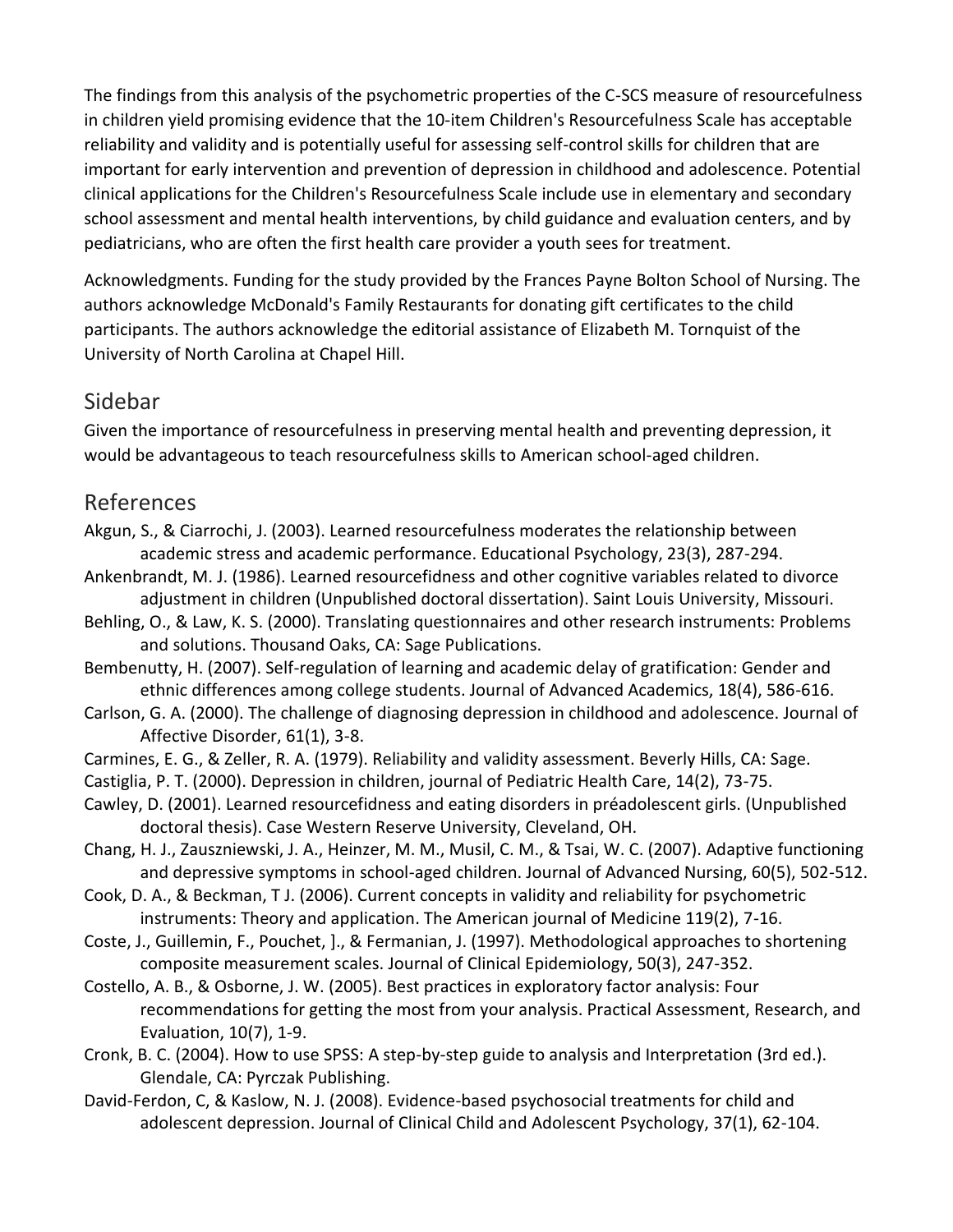The findings from this analysis of the psychometric properties of the C-SCS measure of resourcefulness in children yield promising evidence that the 10-item Children's Resourcefulness Scale has acceptable reliability and validity and is potentially useful for assessing self-control skills for children that are important for early intervention and prevention of depression in childhood and adolescence. Potential clinical applications for the Children's Resourcefulness Scale include use in elementary and secondary school assessment and mental health interventions, by child guidance and evaluation centers, and by pediatricians, who are often the first health care provider a youth sees for treatment.

Acknowledgments. Funding for the study provided by the Frances Payne Bolton School of Nursing. The authors acknowledge McDonald's Family Restaurants for donating gift certificates to the child participants. The authors acknowledge the editorial assistance of Elizabeth M. Tornquist of the University of North Carolina at Chapel Hill.

## Sidebar

Given the importance of resourcefulness in preserving mental health and preventing depression, it would be advantageous to teach resourcefulness skills to American school-aged children.

## References

Akgun, S., & Ciarrochi, J. (2003). Learned resourcefulness moderates the relationship between academic stress and academic performance. Educational Psychology, 23(3), 287-294.

Ankenbrandt, M. J. (1986). Learned resourcefidness and other cognitive variables related to divorce adjustment in children (Unpublished doctoral dissertation). Saint Louis University, Missouri.

Behling, O., & Law, K. S. (2000). Translating questionnaires and other research instruments: Problems and solutions. Thousand Oaks, CA: Sage Publications.

Bembenutty, H. (2007). Self-regulation of learning and academic delay of gratification: Gender and ethnic differences among college students. Journal of Advanced Academics, 18(4), 586-616.

Carlson, G. A. (2000). The challenge of diagnosing depression in childhood and adolescence. Journal of Affective Disorder, 61(1), 3-8.

Carmines, E. G., & Zeller, R. A. (1979). Reliability and validity assessment. Beverly Hills, CA: Sage.

Castiglia, P. T. (2000). Depression in children, journal of Pediatric Health Care, 14(2), 73-75.

Cawley, D. (2001). Learned resourcefidness and eating disorders in préadolescent girls. (Unpublished doctoral thesis). Case Western Reserve University, Cleveland, OH.

Chang, H. J., Zauszniewski, J. A., Heinzer, M. M., Musil, C. M., & Tsai, W. C. (2007). Adaptive functioning and depressive symptoms in school-aged children. Journal of Advanced Nursing, 60(5), 502-512.

Cook, D. A., & Beckman, T J. (2006). Current concepts in validity and reliability for psychometric instruments: Theory and application. The American journal of Medicine 119(2), 7-16.

Coste, J., Guillemin, F., Pouchet, ]., & Fermanian, J. (1997). Methodological approaches to shortening composite measurement scales. Journal of Clinical Epidemiology, 50(3), 247-352.

Costello, A. B., & Osborne, J. W. (2005). Best practices in exploratory factor analysis: Four recommendations for getting the most from your analysis. Practical Assessment, Research, and Evaluation, 10(7), 1-9.

Cronk, B. C. (2004). How to use SPSS: A step-by-step guide to analysis and Interpretation (3rd ed.). Glendale, CA: Pyrczak Publishing.

David-Ferdon, C, & Kaslow, N. J. (2008). Evidence-based psychosocial treatments for child and adolescent depression. Journal of Clinical Child and Adolescent Psychology, 37(1), 62-104.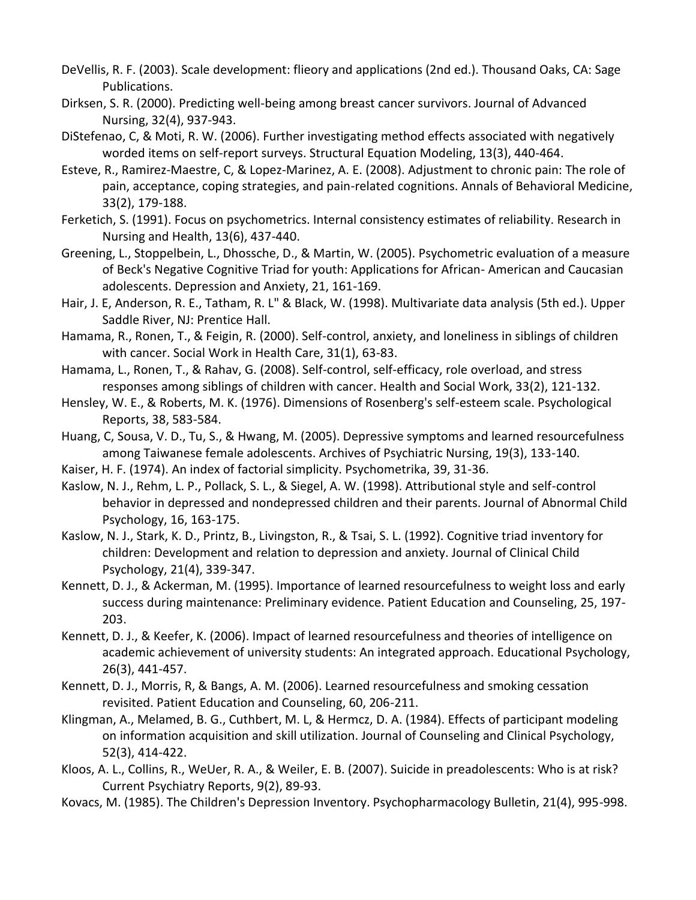DeVellis, R. F. (2003). Scale development: flieory and applications (2nd ed.). Thousand Oaks, CA: Sage Publications.

Dirksen, S. R. (2000). Predicting well-being among breast cancer survivors. Journal of Advanced Nursing, 32(4), 937-943.

DiStefenao, C, & Moti, R. W. (2006). Further investigating method effects associated with negatively worded items on self-report surveys. Structural Equation Modeling, 13(3), 440-464.

Esteve, R., Ramirez-Maestre, C, & Lopez-Marinez, A. E. (2008). Adjustment to chronic pain: The role of pain, acceptance, coping strategies, and pain-related cognitions. Annals of Behavioral Medicine, 33(2), 179-188.

Ferketich, S. (1991). Focus on psychometrics. Internal consistency estimates of reliability. Research in Nursing and Health, 13(6), 437-440.

Greening, L., Stoppelbein, L., Dhossche, D., & Martin, W. (2005). Psychometric evaluation of a measure of Beck's Negative Cognitive Triad for youth: Applications for African- American and Caucasian adolescents. Depression and Anxiety, 21, 161-169.

Hair, J. E, Anderson, R. E., Tatham, R. L" & Black, W. (1998). Multivariate data analysis (5th ed.). Upper Saddle River, NJ: Prentice Hall.

Hamama, R., Ronen, T., & Feigin, R. (2000). Self-control, anxiety, and loneliness in siblings of children with cancer. Social Work in Health Care, 31(1), 63-83.

Hamama, L., Ronen, T., & Rahav, G. (2008). Self-control, self-efficacy, role overload, and stress responses among siblings of children with cancer. Health and Social Work, 33(2), 121-132.

Hensley, W. E., & Roberts, M. K. (1976). Dimensions of Rosenberg's self-esteem scale. Psychological Reports, 38, 583-584.

Huang, C, Sousa, V. D., Tu, S., & Hwang, M. (2005). Depressive symptoms and learned resourcefulness among Taiwanese female adolescents. Archives of Psychiatric Nursing, 19(3), 133-140.

Kaiser, H. F. (1974). An index of factorial simplicity. Psychometrika, 39, 31-36.

Kaslow, N. J., Rehm, L. P., Pollack, S. L., & Siegel, A. W. (1998). Attributional style and self-control behavior in depressed and nondepressed children and their parents. Journal of Abnormal Child Psychology, 16, 163-175.

Kaslow, N. J., Stark, K. D., Printz, B., Livingston, R., & Tsai, S. L. (1992). Cognitive triad inventory for children: Development and relation to depression and anxiety. Journal of Clinical Child Psychology, 21(4), 339-347.

Kennett, D. J., & Ackerman, M. (1995). Importance of learned resourcefulness to weight loss and early success during maintenance: Preliminary evidence. Patient Education and Counseling, 25, 197-203.

Kennett, D. J., & Keefer, K. (2006). Impact of learned resourcefulness and theories of intelligence on academic achievement of university students: An integrated approach. Educational Psychology, 26(3), 441-457.

Kennett, D. J., Morris, R, & Bangs, A. M. (2006). Learned resourcefulness and smoking cessation revisited. Patient Education and Counseling, 60, 206-211.

Klingman, A., Melamed, B. G., Cuthbert, M. L, & Hermcz, D. A. (1984). Effects of participant modeling on information acquisition and skill utilization. Journal of Counseling and Clinical Psychology, 52(3), 414-422.

Kloos, A. L., Collins, R., WeUer, R. A., & Weiler, E. B. (2007). Suicide in preadolescents: Who is at risk? Current Psychiatry Reports, 9(2), 89-93.

Kovacs, M. (1985). The Children's Depression Inventory. Psychopharmacology Bulletin, 21(4), 995-998.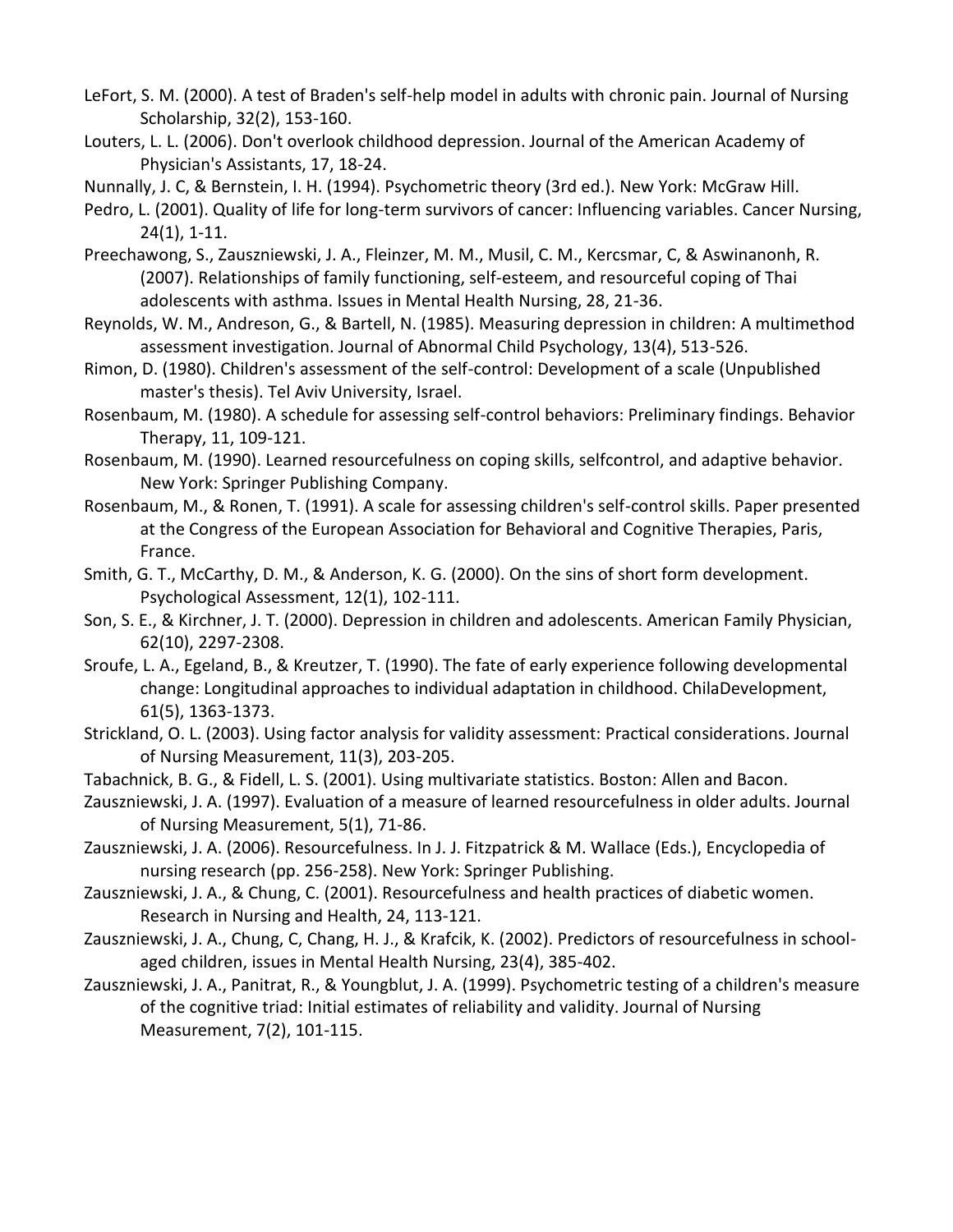LeFort, S. M. (2000). A test of Braden's self-help model in adults with chronic pain. Journal of Nursing Scholarship, 32(2), 153-160.

Louters, L. L. (2006). Don't overlook childhood depression. Journal of the American Academy of Physician's Assistants, 17, 18-24.

Nunnally, J. C, & Bernstein, I. H. (1994). Psychometric theory (3rd ed.). New York: McGraw Hill.

Pedro, L. (2001). Quality of life for long-term survivors of cancer: Influencing variables. Cancer Nursing, 24(1), 1-11.

Preechawong, S., Zauszniewski, J. A., Fleinzer, M. M., Musil, C. M., Kercsmar, C, & Aswinanonh, R. (2007). Relationships of family functioning, self-esteem, and resourceful coping of Thai adolescents with asthma. Issues in Mental Health Nursing, 28, 21-36.

Reynolds, W. M., Andreson, G., & Bartell, N. (1985). Measuring depression in children: A multimethod assessment investigation. Journal of Abnormal Child Psychology, 13(4), 513-526.

Rimon, D. (1980). Children's assessment of the self-control: Development of a scale (Unpublished master's thesis). Tel Aviv University, Israel.

Rosenbaum, M. (1980). A schedule for assessing self-control behaviors: Preliminary findings. Behavior Therapy, 11, 109-121.

Rosenbaum, M. (1990). Learned resourcefulness on coping skills, selfcontrol, and adaptive behavior. New York: Springer Publishing Company.

Rosenbaum, M., & Ronen, T. (1991). A scale for assessing children's self-control skills. Paper presented at the Congress of the European Association for Behavioral and Cognitive Therapies, Paris, France.

Smith, G. T., McCarthy, D. M., & Anderson, K. G. (2000). On the sins of short form development. Psychological Assessment, 12(1), 102-111.

Son, S. E., & Kirchner, J. T. (2000). Depression in children and adolescents. American Family Physician, 62(10), 2297-2308.

Sroufe, L. A., Egeland, B., & Kreutzer, T. (1990). The fate of early experience following developmental change: Longitudinal approaches to individual adaptation in childhood. ChilaDevelopment, 61(5), 1363-1373.

Strickland, O. L. (2003). Using factor analysis for validity assessment: Practical considerations. Journal of Nursing Measurement, 11(3), 203-205.

Tabachnick, B. G., & Fidell, L. S. (2001). Using multivariate statistics. Boston: Allen and Bacon.

Zauszniewski, J. A. (1997). Evaluation of a measure of learned resourcefulness in older adults. Journal of Nursing Measurement, 5(1), 71-86.

Zauszniewski, J. A. (2006). Resourcefulness. In J. J. Fitzpatrick & M. Wallace (Eds.), Encyclopedia of nursing research (pp. 256-258). New York: Springer Publishing.

Zauszniewski, J. A., & Chung, C. (2001). Resourcefulness and health practices of diabetic women. Research in Nursing and Health, 24, 113-121.

Zauszniewski, J. A., Chung, C, Chang, H. J., & Krafcik, K. (2002). Predictors of resourcefulness in school-aged children, issues in Mental Health Nursing, 23(4), 385-402.

Zauszniewski, J. A., Panitrat, R., & Youngblut, J. A. (1999). Psychometric testing of a children's measure of the cognitive triad: Initial estimates of reliability and validity. Journal of Nursing Measurement, 7(2), 101-115.